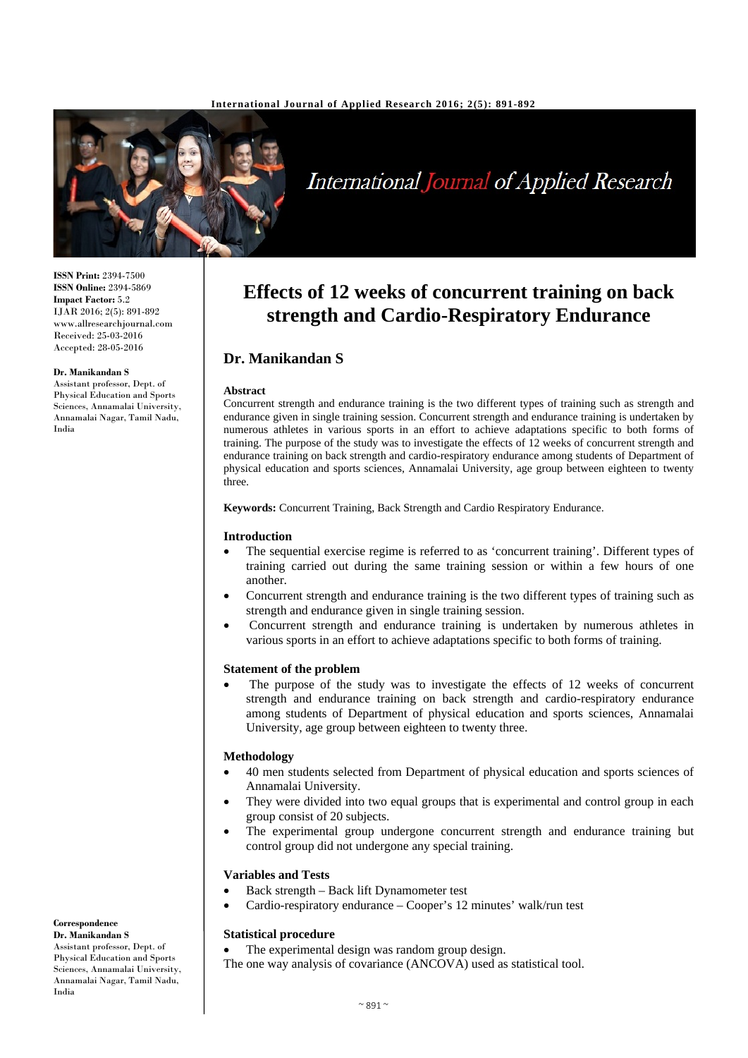ISSN Print: 2394-7500
ISSN Online: 2394-5869
Impact Factor: 5.2
IJAR 2016; 2(5): 891-892
www.allresearchjournal.com
Received: 25-03-2016
Accepted: 28-05-2016

**Dr. Manikandan S**
Assistant professor, Dept. of Physical Education and Sports Sciences, Annamalai University, Annamalai Nagar, Tamil Nadu, India

**Correspondence**
**Dr. Manikandan S**
Assistant professor, Dept. of Physical Education and Sports Sciences, Annamalai University, Annamalai Nagar, Tamil Nadu, India

# Effects of 12 weeks of concurrent training on back strength and Cardio-Respiratory Endurance

## Dr. Manikandan S

### Abstract

Concurrent strength and endurance training is the two different types of training such as strength and endurance given in single training session. Concurrent strength and endurance training is undertaken by numerous athletes in various sports in an effort to achieve adaptations specific to both forms of training. The purpose of the study was to investigate the effects of 12 weeks of concurrent strength and endurance training on back strength and cardio-respiratory endurance among students of Department of physical education and sports sciences, Annamalai University, age group between eighteen to twenty three.

**Keywords:** Concurrent Training, Back Strength and Cardio Respiratory Endurance.

### Introduction

- The sequential exercise regime is referred to as 'concurrent training'. Different types of training carried out during the same training session or within a few hours of one another.
- Concurrent strength and endurance training is the two different types of training such as strength and endurance given in single training session.
- Concurrent strength and endurance training is undertaken by numerous athletes in various sports in an effort to achieve adaptations specific to both forms of training.

### Statement of the problem

- The purpose of the study was to investigate the effects of 12 weeks of concurrent strength and endurance training on back strength and cardio-respiratory endurance among students of Department of physical education and sports sciences, Annamalai University, age group between eighteen to twenty three.

### Methodology

- 40 men students selected from Department of physical education and sports sciences of Annamalai University.
- They were divided into two equal groups that is experimental and control group in each group consist of 20 subjects.
- The experimental group undergone concurrent strength and endurance training but control group did not undergone any special training.

### Variables and Tests

- Back strength – Back lift Dynamometer test
- Cardio-respiratory endurance – Cooper's 12 minutes' walk/run test

### Statistical procedure

- The experimental design was random group design.

The one way analysis of covariance (ANCOVA) used as statistical tool.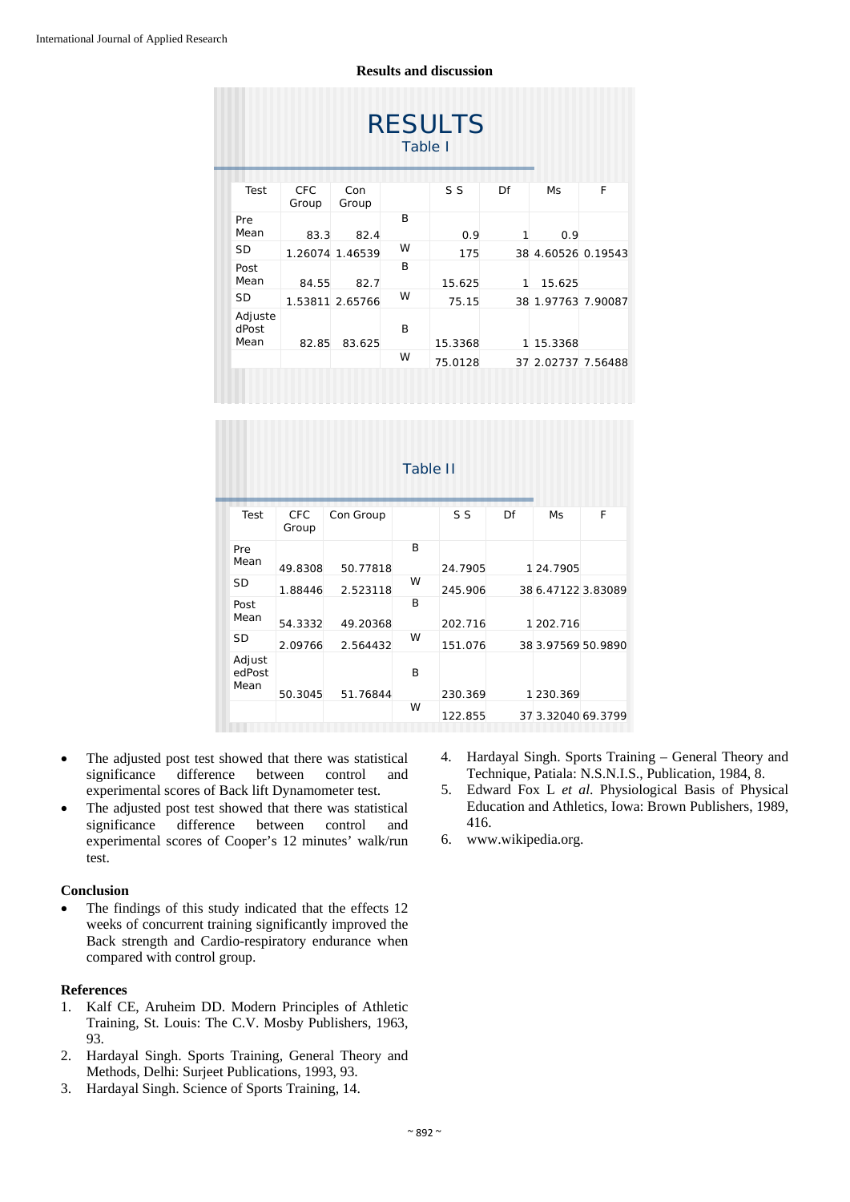**Results and discussion**

## RESULTS

### Table I

| Test | CFC Group | Con Group | | S S | Df | Ms | F |
|---|---|---|---|---|---|---|---|
| Pre Mean | 83.3 | 82.4 | B | 0.9 | 1 | 0.9 | |
| SD | 1.26074 | 1.46539 | W | 175 | 38 | 4.60526 | 0.19543 |
| Post Mean | 84.55 | 82.7 | B | 15.625 | 1 | 15.625 | |
| SD | 1.53811 | 2.65766 | W | 75.15 | 38 | 1.97763 | 7.90087 |
| Adjuste dPost Mean | 82.85 | 83.625 | B | 15.3368 | 1 | 15.3368 | |
| | | | W | 75.0128 | 37 | 2.02737 | 7.56488 |

### Table II

| Test | CFC Group | Con Group | | S S | Df | Ms | F |
|---|---|---|---|---|---|---|---|
| Pre Mean | 49.8308 | 50.77818 | B | 24.7905 | 1 | 24.7905 | |
| SD | 1.88446 | 2.523118 | W | 245.906 | 38 | 6.47122 | 3.83089 |
| Post Mean | 54.3332 | 49.20368 | B | 202.716 | 1 | 202.716 | |
| SD | 2.09766 | 2.564432 | W | 151.076 | 38 | 3.97569 | 50.9890 |
| Adjust edPost Mean | 50.3045 | 51.76844 | B | 230.369 | 1 | 230.369 | |
| | | | W | 122.855 | 37 | 3.32040 | 69.3799 |

- The adjusted post test showed that there was statistical significance difference between control and experimental scores of Back lift Dynamometer test.
- The adjusted post test showed that there was statistical significance difference between control and experimental scores of Cooper's 12 minutes' walk/run test.

## Conclusion

- The findings of this study indicated that the effects 12 weeks of concurrent training significantly improved the Back strength and Cardio-respiratory endurance when compared with control group.

## References

1. Kalf CE, Aruheim DD. Modern Principles of Athletic Training, St. Louis: The C.V. Mosby Publishers, 1963, 93.
2. Hardayal Singh. Sports Training, General Theory and Methods, Delhi: Surjeet Publications, 1993, 93.
3. Hardayal Singh. Science of Sports Training, 14.
4. Hardayal Singh. Sports Training – General Theory and Technique, Patiala: N.S.N.I.S., Publication, 1984, 8.
5. Edward Fox L *et al.* Physiological Basis of Physical Education and Athletics, Iowa: Brown Publishers, 1989, 416.
6. www.wikipedia.org.